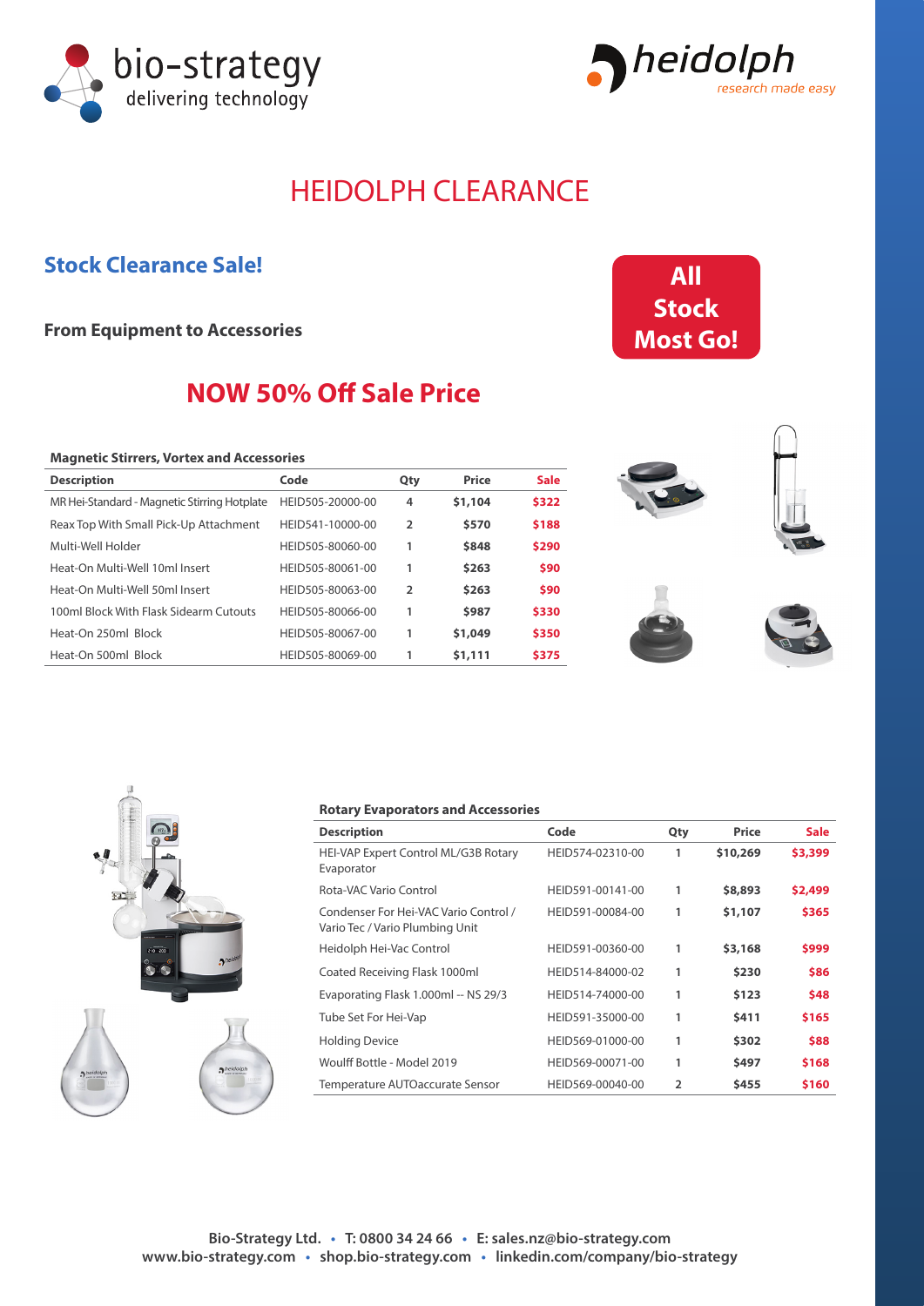bio-strategy
delivering technology

heidolph
research made easy

# HEIDOLPH CLEARANCE

## Stock Clearance Sale!

**From Equipment to Accessories**

**All Stock Most Go!**

## NOW 50% Off Sale Price

### Magnetic Stirrers, Vortex and Accessories

| Description | Code | Qty | Price | Sale |
|---|---|---|---|---|
| MR Hei-Standard - Magnetic Stirring Hotplate | HEID505-20000-00 | 4 | $1,104 | $322 |
| Reax Top With Small Pick-Up Attachment | HEID541-10000-00 | 2 | $570 | $188 |
| Multi-Well Holder | HEID505-80060-00 | 1 | $848 | $290 |
| Heat-On Multi-Well 10ml Insert | HEID505-80061-00 | 1 | $263 | $90 |
| Heat-On Multi-Well 50ml Insert | HEID505-80063-00 | 2 | $263 | $90 |
| 100ml Block With Flask Sidearm Cutouts | HEID505-80066-00 | 1 | $987 | $330 |
| Heat-On 250ml Block | HEID505-80067-00 | 1 | $1,049 | $350 |
| Heat-On 500ml Block | HEID505-80069-00 | 1 | $1,111 | $375 |

### Rotary Evaporators and Accessories

| Description | Code | Qty | Price | Sale |
|---|---|---|---|---|
| HEI-VAP Expert Control ML/G3B Rotary Evaporator | HEID574-02310-00 | 1 | $10,269 | $3,399 |
| Rota-VAC Vario Control | HEID591-00141-00 | 1 | $8,893 | $2,499 |
| Condenser For Hei-VAC Vario Control / Vario Tec / Vario Plumbing Unit | HEID591-00084-00 | 1 | $1,107 | $365 |
| Heidolph Hei-Vac Control | HEID591-00360-00 | 1 | $3,168 | $999 |
| Coated Receiving Flask 1000ml | HEID514-84000-02 | 1 | $230 | $86 |
| Evaporating Flask 1.000ml -- NS 29/3 | HEID514-74000-00 | 1 | $123 | $48 |
| Tube Set For Hei-Vap | HEID591-35000-00 | 1 | $411 | $165 |
| Holding Device | HEID569-01000-00 | 1 | $302 | $88 |
| Woulff Bottle - Model 2019 | HEID569-00071-00 | 1 | $497 | $168 |
| Temperature AUTOaccurate Sensor | HEID569-00040-00 | 2 | $455 | $160 |

**Bio-Strategy Ltd. • T: 0800 34 24 66 • E: sales.nz@bio-strategy.com**
**www.bio-strategy.com • shop.bio-strategy.com • linkedin.com/company/bio-strategy**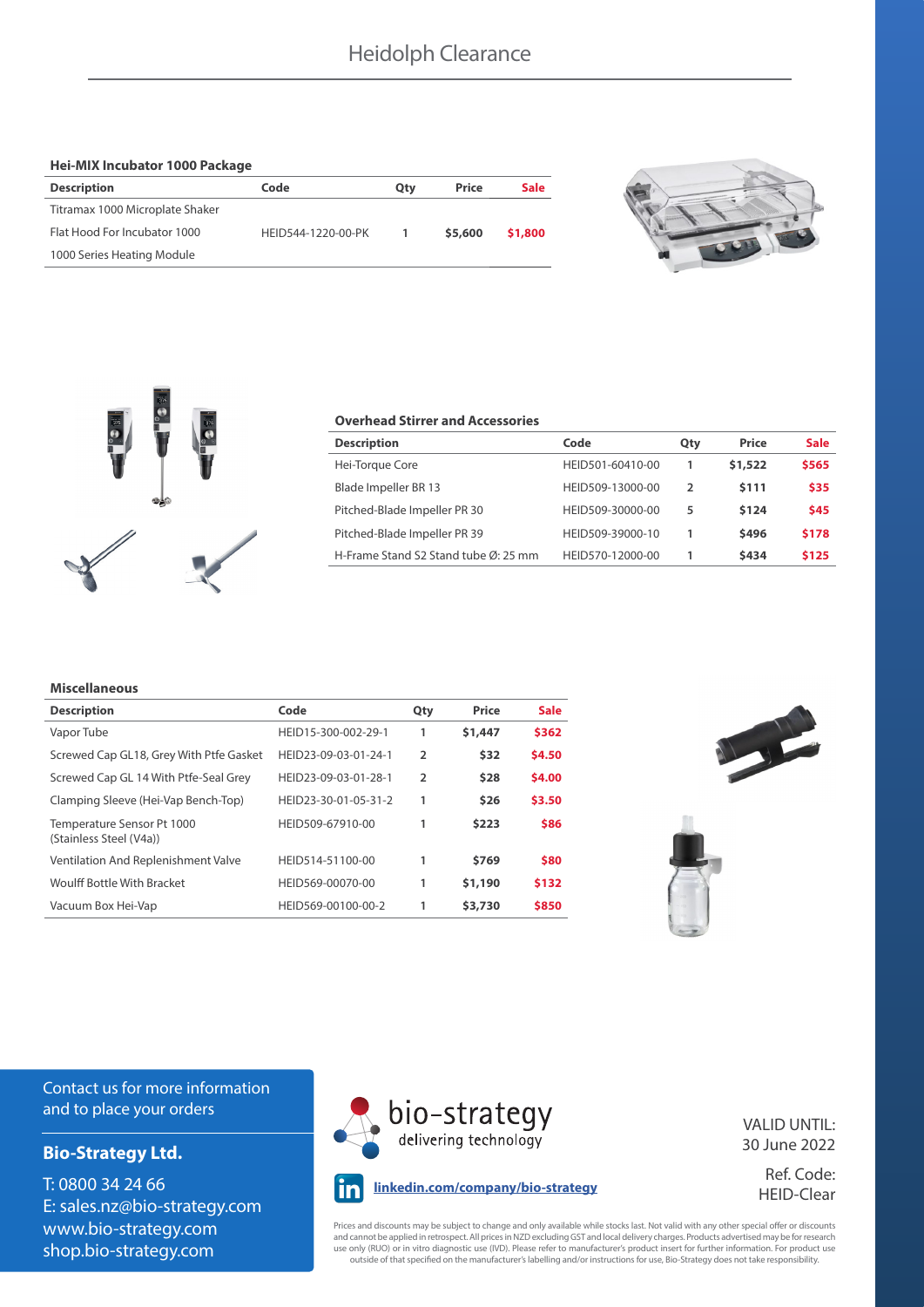# Heidolph Clearance

### Hei-MIX Incubator 1000 Package

| Description | Code | Qty | Price | Sale |
|---|---|---|---|---|
| Titramax 1000 Microplate Shaker<br>Flat Hood For Incubator 1000<br>1000 Series Heating Module | HEID544-1220-00-PK | 1 | $5,600 | $1,800 |

### Overhead Stirrer and Accessories

| Description | Code | Qty | Price | Sale |
|---|---|---|---|---|
| Hei-Torque Core | HEID501-60410-00 | 1 | $1,522 | $565 |
| Blade Impeller BR 13 | HEID509-13000-00 | 2 | $111 | $35 |
| Pitched-Blade Impeller PR 30 | HEID509-30000-00 | 5 | $124 | $45 |
| Pitched-Blade Impeller PR 39 | HEID509-39000-10 | 1 | $496 | $178 |
| H-Frame Stand S2 Stand tube Ø: 25 mm | HEID570-12000-00 | 1 | $434 | $125 |

### Miscellaneous

| Description | Code | Qty | Price | Sale |
|---|---|---|---|---|
| Vapor Tube | HEID15-300-002-29-1 | 1 | $1,447 | $362 |
| Screwed Cap GL18, Grey With Ptfe Gasket | HEID23-09-03-01-24-1 | 2 | $32 | $4.50 |
| Screwed Cap GL 14 With Ptfe-Seal Grey | HEID23-09-03-01-28-1 | 2 | $28 | $4.00 |
| Clamping Sleeve (Hei-Vap Bench-Top) | HEID23-30-01-05-31-2 | 1 | $26 | $3.50 |
| Temperature Sensor Pt 1000 (Stainless Steel (V4a)) | HEID509-67910-00 | 1 | $223 | $86 |
| Ventilation And Replenishment Valve | HEID514-51100-00 | 1 | $769 | $80 |
| Woulff Bottle With Bracket | HEID569-00070-00 | 1 | $1,190 | $132 |
| Vacuum Box Hei-Vap | HEID569-00100-00-2 | 1 | $3,730 | $850 |

Contact us for more information and to place your orders

**Bio-Strategy Ltd.**

T: 0800 34 24 66
E: sales.nz@bio-strategy.com
www.bio-strategy.com
shop.bio-strategy.com

bio-strategy
delivering technology

linkedin.com/company/bio-strategy

VALID UNTIL:
30 June 2022

Ref. Code:
HEID-Clear

Prices and discounts may be subject to change and only available while stocks last. Not valid with any other special offer or discounts and cannot be applied in retrospect. All prices in NZD excluding GST and local delivery charges. Products advertised may be for research use only (RUO) or in vitro diagnostic use (IVD). Please refer to manufacturer's product insert for further information. For product use outside of that specified on the manufacturer's labelling and/or instructions for use, Bio-Strategy does not take responsibility.